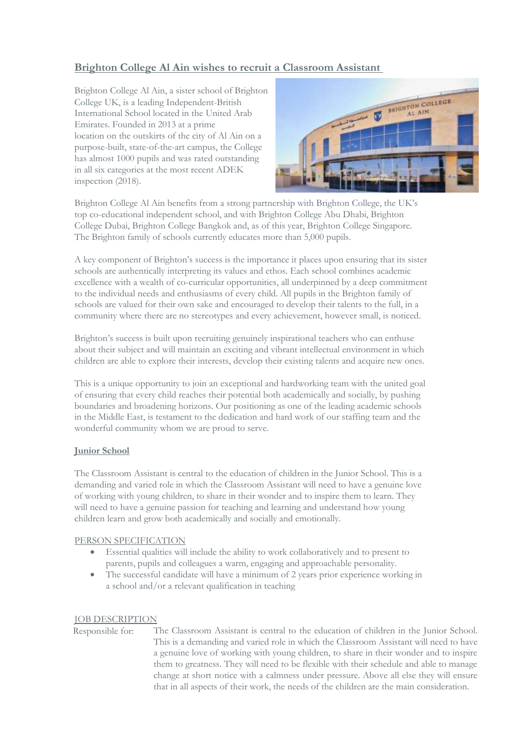## Brighton College Al Ain wishes to recruit a Classroom Assistant

Brighton College Al Ain, a sister school of Brighton College UK, is a leading Independent-British International School located in the United Arab Emirates. Founded in 2013 at a prime location on the outskirts of the city of Al Ain on a purpose-built, state-of-the-art campus, the College has almost 1000 pupils and was rated outstanding in all six categories at the most recent ADEK inspection (2018).

Brighton College Al Ain benefits from a strong partnership with Brighton College, the UK's top co-educational independent school, and with Brighton College Abu Dhabi, Brighton College Dubai, Brighton College Bangkok and, as of this year, Brighton College Singapore. The Brighton family of schools currently educates more than 5,000 pupils.

A key component of Brighton's success is the importance it places upon ensuring that its sister schools are authentically interpreting its values and ethos. Each school combines academic excellence with a wealth of co-curricular opportunities, all underpinned by a deep commitment to the individual needs and enthusiasms of every child. All pupils in the Brighton family of schools are valued for their own sake and encouraged to develop their talents to the full, in a community where there are no stereotypes and every achievement, however small, is noticed.

Brighton's success is built upon recruiting genuinely inspirational teachers who can enthuse about their subject and will maintain an exciting and vibrant intellectual environment in which children are able to explore their interests, develop their existing talents and acquire new ones.

This is a unique opportunity to join an exceptional and hardworking team with the united goal of ensuring that every child reaches their potential both academically and socially, by pushing boundaries and broadening horizons. Our positioning as one of the leading academic schools in the Middle East, is testament to the dedication and hard work of our staffing team and the wonderful community whom we are proud to serve.

### Junior School

The Classroom Assistant is central to the education of children in the Junior School. This is a demanding and varied role in which the Classroom Assistant will need to have a genuine love of working with young children, to share in their wonder and to inspire them to learn. They will need to have a genuine passion for teaching and learning and understand how young children learn and grow both academically and socially and emotionally.

#### PERSON SPECIFICATION

- Essential qualities will include the ability to work collaboratively and to present to parents, pupils and colleagues a warm, engaging and approachable personality.
- The successful candidate will have a minimum of 2 years prior experience working in a school and/or a relevant qualification in teaching

#### JOB DESCRIPTION

Responsible for: The Classroom Assistant is central to the education of children in the Junior School. This is a demanding and varied role in which the Classroom Assistant will need to have a genuine love of working with young children, to share in their wonder and to inspire them to greatness. They will need to be flexible with their schedule and able to manage change at short notice with a calmness under pressure. Above all else they will ensure that in all aspects of their work, the needs of the children are the main consideration.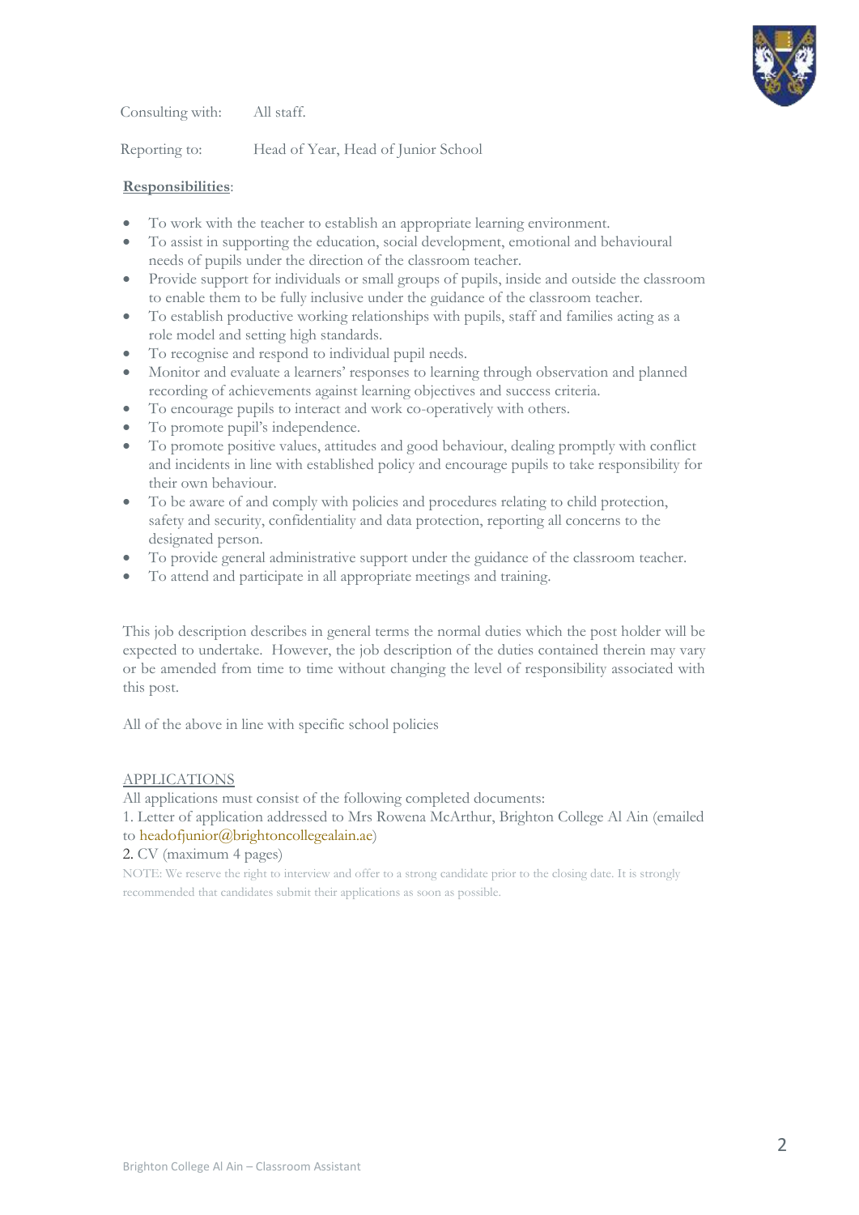Consulting with: All staff.

Reporting to: Head of Year, Head of Junior School

**Responsibilities**:

- To work with the teacher to establish an appropriate learning environment.
- To assist in supporting the education, social development, emotional and behavioural needs of pupils under the direction of the classroom teacher.
- Provide support for individuals or small groups of pupils, inside and outside the classroom to enable them to be fully inclusive under the guidance of the classroom teacher.
- To establish productive working relationships with pupils, staff and families acting as a role model and setting high standards.
- To recognise and respond to individual pupil needs.
- Monitor and evaluate a learners' responses to learning through observation and planned recording of achievements against learning objectives and success criteria.
- To encourage pupils to interact and work co-operatively with others.
- To promote pupil's independence.
- To promote positive values, attitudes and good behaviour, dealing promptly with conflict and incidents in line with established policy and encourage pupils to take responsibility for their own behaviour.
- To be aware of and comply with policies and procedures relating to child protection, safety and security, confidentiality and data protection, reporting all concerns to the designated person.
- To provide general administrative support under the guidance of the classroom teacher.
- To attend and participate in all appropriate meetings and training.

This job description describes in general terms the normal duties which the post holder will be expected to undertake. However, the job description of the duties contained therein may vary or be amended from time to time without changing the level of responsibility associated with this post.

All of the above in line with specific school policies

APPLICATIONS

All applications must consist of the following completed documents:

1. Letter of application addressed to Mrs Rowena McArthur, Brighton College Al Ain (emailed to headofjunior@brightoncollegealain.ae)
2. CV (maximum 4 pages)

NOTE: We reserve the right to interview and offer to a strong candidate prior to the closing date. It is strongly recommended that candidates submit their applications as soon as possible.